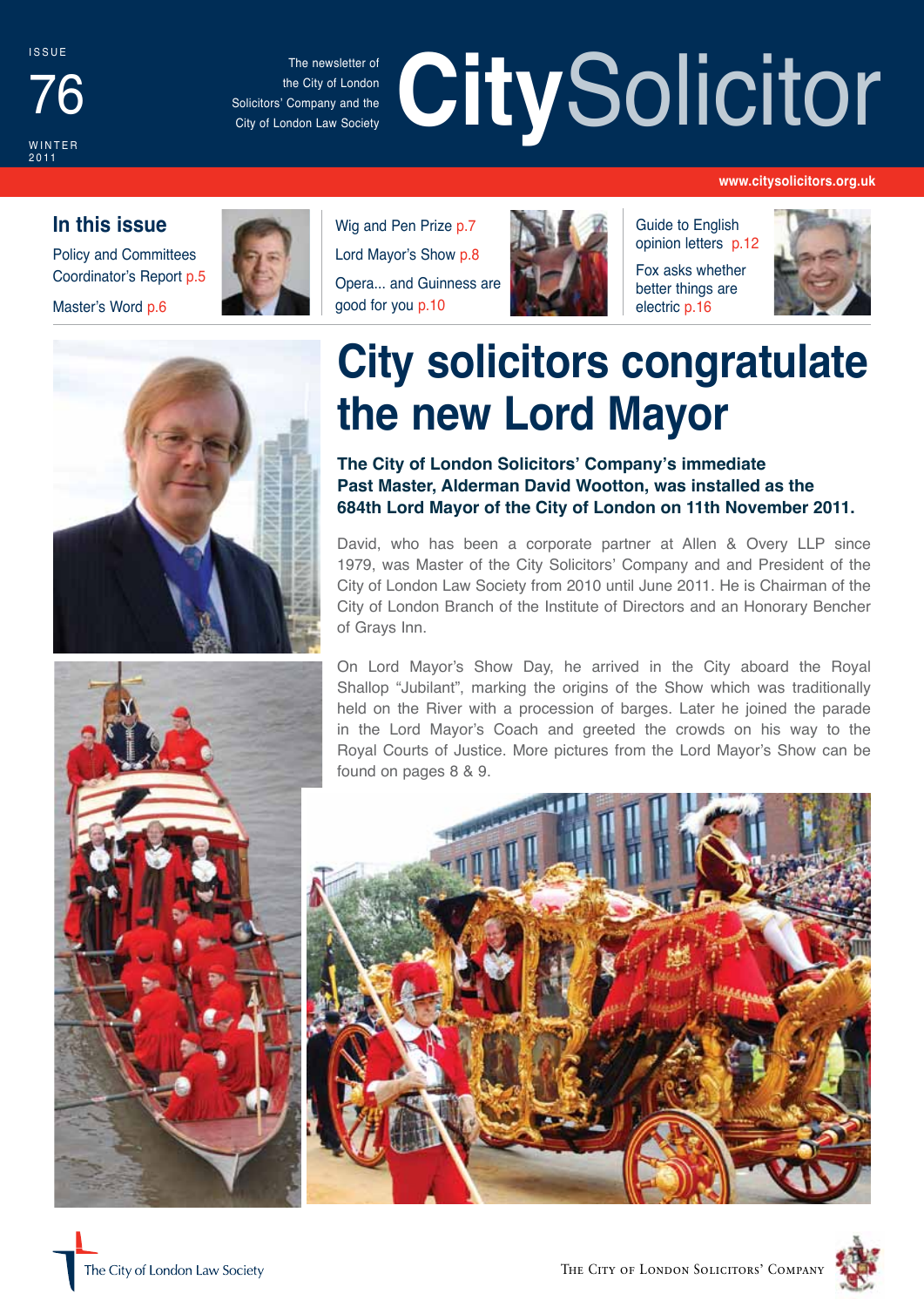ISSUE 76 WINTER 2011

The newsletter of the City of London Solicitors' Company and the City of London Law Society

# CitySolicitor

www.citysolicitors.org.uk

## In this issue

Policy and Committees Coordinator's Report p.5

Master's Word p.6

Wig and Pen Prize p.7

Lord Mayor's Show p.8

Opera... and Guinness are good for you p.10

Guide to English opinion letters p.12

Fox asks whether better things are electric p.16

# City solicitors congratulate the new Lord Mayor

**The City of London Solicitors' Company's immediate Past Master, Alderman David Wootton, was installed as the 684th Lord Mayor of the City of London on 11th November 2011.**

David, who has been a corporate partner at Allen & Overy LLP since 1979, was Master of the City Solicitors' Company and and President of the City of London Law Society from 2010 until June 2011. He is Chairman of the City of London Branch of the Institute of Directors and an Honorary Bencher of Grays Inn.

On Lord Mayor's Show Day, he arrived in the City aboard the Royal Shallop "Jubilant", marking the origins of the Show which was traditionally held on the River with a procession of barges. Later he joined the parade in the Lord Mayor's Coach and greeted the crowds on his way to the Royal Courts of Justice. More pictures from the Lord Mayor's Show can be found on pages 8 & 9.

The City of London Law Society

The City of London Solicitors' Company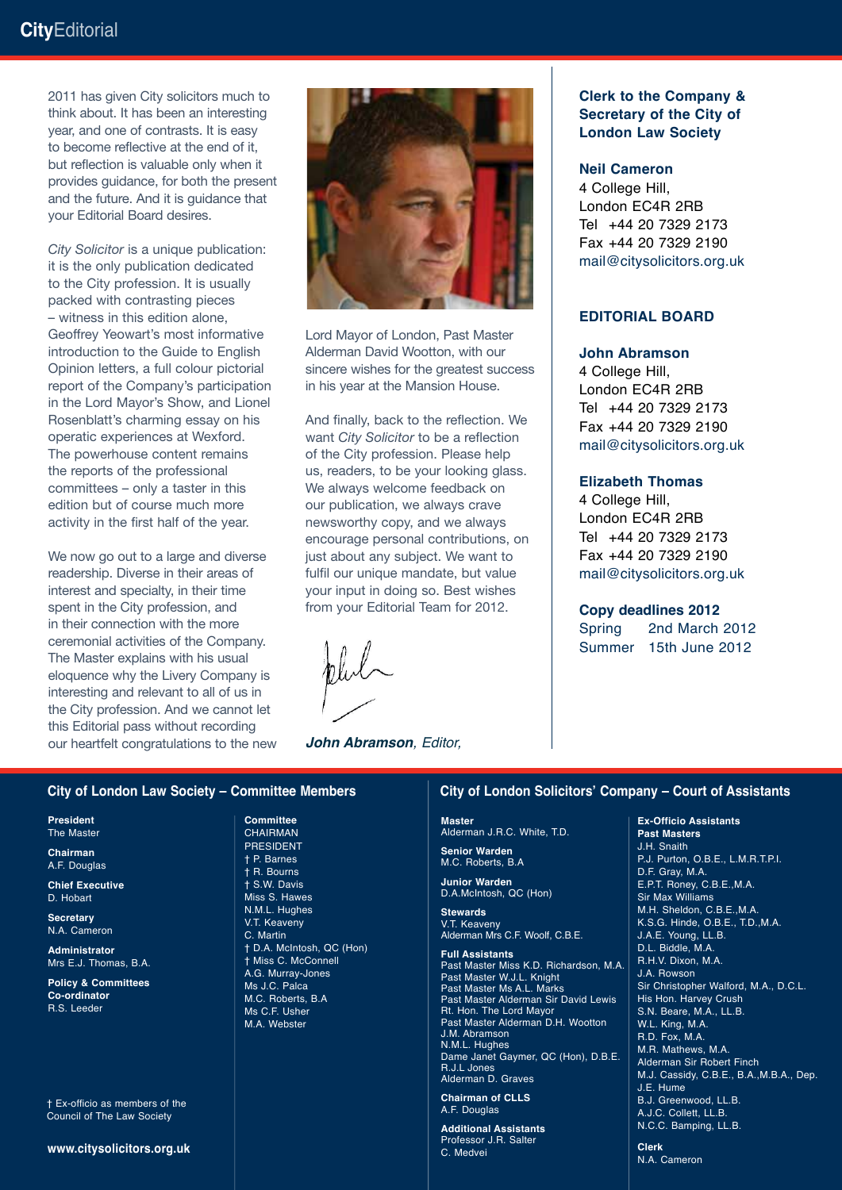# City Editorial

2011 has given City solicitors much to think about. It has been an interesting year, and one of contrasts. It is easy to become reflective at the end of it, but reflection is valuable only when it provides guidance, for both the present and the future. And it is guidance that your Editorial Board desires.

*City Solicitor* is a unique publication: it is the only publication dedicated to the City profession. It is usually packed with contrasting pieces – witness in this edition alone, Geoffrey Yeowart's most informative introduction to the Guide to English Opinion letters, a full colour pictorial report of the Company's participation in the Lord Mayor's Show, and Lionel Rosenblatt's charming essay on his operatic experiences at Wexford. The powerhouse content remains the reports of the professional committees – only a taster in this edition but of course much more activity in the first half of the year.

We now go out to a large and diverse readership. Diverse in their areas of interest and specialty, in their time spent in the City profession, and in their connection with the more ceremonial activities of the Company. The Master explains with his usual eloquence why the Livery Company is interesting and relevant to all of us in the City profession. And we cannot let this Editorial pass without recording our heartfelt congratulations to the new Lord Mayor of London, Past Master Alderman David Wootton, with our sincere wishes for the greatest success in his year at the Mansion House.

And finally, back to the reflection. We want *City Solicitor* to be a reflection of the City profession. Please help us, readers, to be your looking glass. We always welcome feedback on our publication, we always crave newsworthy copy, and we always encourage personal contributions, on just about any subject. We want to fulfil our unique mandate, but value your input in doing so. Best wishes from your Editorial Team for 2012.

***John Abramson**, Editor,*

### Clerk to the Company & Secretary of the City of London Law Society

**Neil Cameron**
4 College Hill,
London EC4R 2RB
Tel +44 20 7329 2173
Fax +44 20 7329 2190
mail@citysolicitors.org.uk

### EDITORIAL BOARD

**John Abramson**
4 College Hill,
London EC4R 2RB
Tel +44 20 7329 2173
Fax +44 20 7329 2190
mail@citysolicitors.org.uk

**Elizabeth Thomas**
4 College Hill,
London EC4R 2RB
Tel +44 20 7329 2173
Fax +44 20 7329 2190
mail@citysolicitors.org.uk

**Copy deadlines 2012**
Spring 2nd March 2012
Summer 15th June 2012

## City of London Law Society – Committee Members

**President**
The Master

**Chairman**
A.F. Douglas

**Chief Executive**
D. Hobart

**Secretary**
N.A. Cameron

**Administrator**
Mrs E.J. Thomas, B.A.

**Policy & Committees Co-ordinator**
R.S. Leeder

**Committee**
CHAIRMAN
PRESIDENT
† P. Barnes
† R. Bourns
† S.W. Davis
Miss S. Hawes
N.M.L. Hughes
V.T. Keaveny
C. Martin
† D.A. McIntosh, QC (Hon)
† Miss C. McConnell
A.G. Murray-Jones
Ms J.C. Palca
M.C. Roberts, B.A
Ms C.F. Usher
M.A. Webster

† Ex-officio as members of the Council of The Law Society

**www.citysolicitors.org.uk**

## City of London Solicitors' Company – Court of Assistants

**Master**
Alderman J.R.C. White, T.D.

**Senior Warden**
M.C. Roberts, B.A

**Junior Warden**
D.A.McIntosh, QC (Hon)

**Stewards**
V.T. Keaveny
Alderman Mrs C.F. Woolf, C.B.E.

**Full Assistants**
Past Master Miss K.D. Richardson, M.A.
Past Master W.J.L. Knight
Past Master Ms A.L. Marks
Past Master Alderman Sir David Lewis
Rt. Hon. The Lord Mayor
Past Master Alderman D.H. Wootton
J.M. Abramson
N.M.L. Hughes
Dame Janet Gaymer, QC (Hon), D.B.E.
R.J.L Jones
Alderman D. Graves

**Chairman of CLLS**
A.F. Douglas

**Additional Assistants**
Professor J.R. Salter
C. Medvei

**Ex-Officio Assistants**
**Past Masters**
J.H. Snaith
P.J. Purton, O.B.E., L.M.R.T.P.I.
D.F. Gray, M.A.
E.P.T. Roney, C.B.E.,M.A.
Sir Max Williams
M.H. Sheldon, C.B.E.,M.A.
K.S.G. Hinde, O.B.E., T.D.,M.A.
J.A.E. Young, LL.B.
D.L. Biddle, M.A.
R.H.V. Dixon, M.A.
J.A. Rowson
Sir Christopher Walford, M.A., D.C.L.
His Hon. Harvey Crush
S.N. Beare, M.A., LL.B.
W.L. King, M.A.
R.D. Fox, M.A.
M.R. Mathews, M.A.
Alderman Sir Robert Finch
M.J. Cassidy, C.B.E., B.A.,M.B.A., Dep.
J.E. Hume
B.J. Greenwood, LL.B.
A.J.C. Collett, LL.B.
N.C.C. Bamping, LL.B.

**Clerk**
N.A. Cameron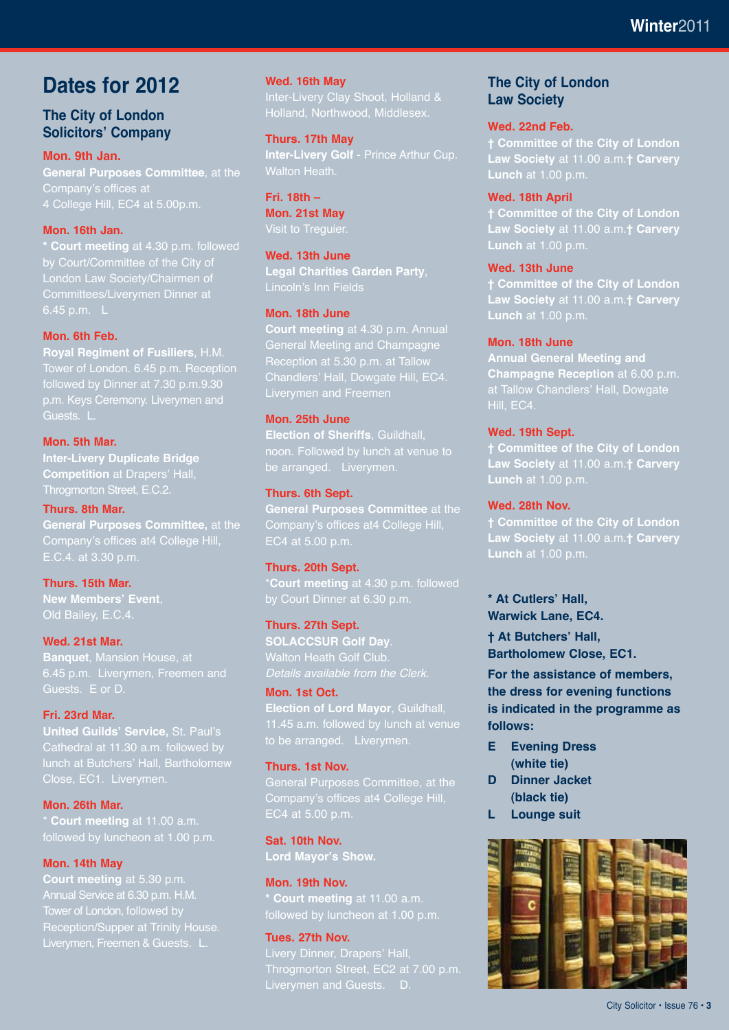# Dates for 2012

## The City of London Solicitors' Company

**Mon. 9th Jan.**
**General Purposes Committee**, at the Company's offices at 4 College Hill, EC4 at 5.00p.m.

**Mon. 16th Jan.**
* **Court meeting** at 4.30 p.m. followed by Court/Committee of the City of London Law Society/Chairmen of Committees/Liverymen Dinner at 6.45 p.m. L

**Mon. 6th Feb.**
**Royal Regiment of Fusiliers**, H.M. Tower of London. 6.45 p.m. Reception followed by Dinner at 7.30 p.m.9.30 p.m. Keys Ceremony. Liverymen and Guests. L.

**Mon. 5th Mar.**
**Inter-Livery Duplicate Bridge Competition** at Drapers' Hall, Throgmorton Street, E.C.2.

**Thurs. 8th Mar.**
**General Purposes Committee,** at the Company's offices at4 College Hill, E.C.4. at 3.30 p.m.

**Thurs. 15th Mar.**
**New Members' Event**, Old Bailey, E.C.4.

**Wed. 21st Mar.**
**Banquet**, Mansion House, at 6.45 p.m. Liverymen, Freemen and Guests. E or D.

**Fri. 23rd Mar.**
**United Guilds' Service,** St. Paul's Cathedral at 11.30 a.m. followed by lunch at Butchers' Hall, Bartholomew Close, EC1. Liverymen.

**Mon. 26th Mar.**
* **Court meeting** at 11.00 a.m. followed by luncheon at 1.00 p.m.

**Mon. 14th May**
**Court meeting** at 5.30 p.m. Annual Service at 6.30 p.m. H.M. Tower of London, followed by Reception/Supper at Trinity House. Liverymen, Freemen & Guests. L.

**Wed. 16th May**
Inter-Livery Clay Shoot, Holland & Holland, Northwood, Middlesex.

**Thurs. 17th May**
**Inter-Livery Golf** - Prince Arthur Cup. Walton Heath.

**Fri. 18th – Mon. 21st May**
Visit to Treguier.

**Wed. 13th June**
**Legal Charities Garden Party**, Lincoln's Inn Fields

**Mon. 18th June**
**Court meeting** at 4.30 p.m. Annual General Meeting and Champagne Reception at 5.30 p.m. at Tallow Chandlers' Hall, Dowgate Hill, EC4. Liverymen and Freemen

**Mon. 25th June**
**Election of Sheriffs**, Guildhall, noon. Followed by lunch at venue to be arranged. Liverymen.

**Thurs. 6th Sept.**
**General Purposes Committee** at the Company's offices at4 College Hill, EC4 at 5.00 p.m.

**Thurs. 20th Sept.**
***Court meeting** at 4.30 p.m. followed by Court Dinner at 6.30 p.m.

**Thurs. 27th Sept.**
**SOLACCSUR Golf Day**. Walton Heath Golf Club.
*Details available from the Clerk.*

**Mon. 1st Oct.**
**Election of Lord Mayor**, Guildhall, 11.45 a.m. followed by lunch at venue to be arranged. Liverymen.

**Thurs. 1st Nov.**
General Purposes Committee, at the Company's offices at4 College Hill, EC4 at 5.00 p.m.

**Sat. 10th Nov.**
**Lord Mayor's Show.**

**Mon. 19th Nov.**
* **Court meeting** at 11.00 a.m. followed by luncheon at 1.00 p.m.

**Tues. 27th Nov.**
Livery Dinner, Drapers' Hall, Throgmorton Street, EC2 at 7.00 p.m. Liverymen and Guests. D.

## The City of London Law Society

**Wed. 22nd Feb.**
**† Committee of the City of London Law Society** at 11.00 a.m.**† Carvery Lunch** at 1.00 p.m.

**Wed. 18th April**
**† Committee of the City of London Law Society** at 11.00 a.m.**† Carvery Lunch** at 1.00 p.m.

**Wed. 13th June**
**† Committee of the City of London Law Society** at 11.00 a.m.**† Carvery Lunch** at 1.00 p.m.

**Mon. 18th June**
**Annual General Meeting and Champagne Reception** at 6.00 p.m. at Tallow Chandlers' Hall, Dowgate Hill, EC4.

**Wed. 19th Sept.**
**† Committee of the City of London Law Society** at 11.00 a.m.**† Carvery Lunch** at 1.00 p.m.

**Wed. 28th Nov.**
**† Committee of the City of London Law Society** at 11.00 a.m.**† Carvery Lunch** at 1.00 p.m.

**\* At Cutlers' Hall, Warwick Lane, EC4.**

**† At Butchers' Hall, Bartholomew Close, EC1.**

**For the assistance of members, the dress for evening functions is indicated in the programme as follows:**

- **E** Evening Dress (white tie)
- **D** Dinner Jacket (black tie)
- **L** Lounge suit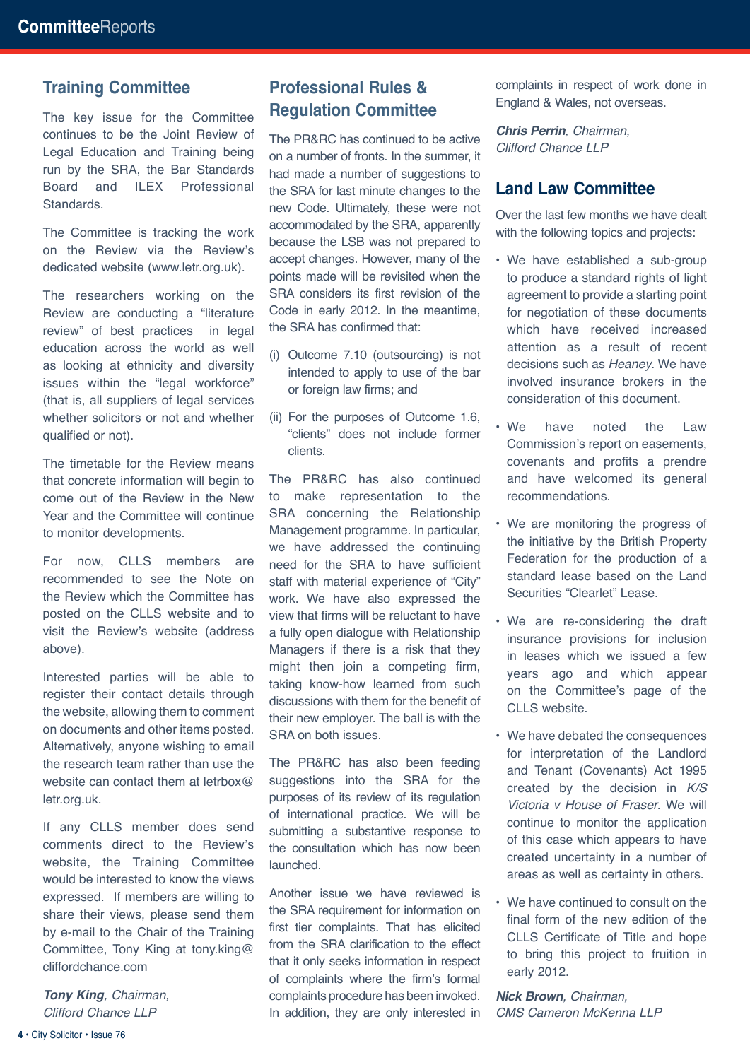## Training Committee

The key issue for the Committee continues to be the Joint Review of Legal Education and Training being run by the SRA, the Bar Standards Board and ILEX Professional Standards.

The Committee is tracking the work on the Review via the Review's dedicated website (www.letr.org.uk).

The researchers working on the Review are conducting a "literature review" of best practices in legal education across the world as well as looking at ethnicity and diversity issues within the "legal workforce" (that is, all suppliers of legal services whether solicitors or not and whether qualified or not).

The timetable for the Review means that concrete information will begin to come out of the Review in the New Year and the Committee will continue to monitor developments.

For now, CLLS members are recommended to see the Note on the Review which the Committee has posted on the CLLS website and to visit the Review's website (address above).

Interested parties will be able to register their contact details through the website, allowing them to comment on documents and other items posted. Alternatively, anyone wishing to email the research team rather than use the website can contact them at letrbox@letr.org.uk.

If any CLLS member does send comments direct to the Review's website, the Training Committee would be interested to know the views expressed. If members are willing to share their views, please send them by e-mail to the Chair of the Training Committee, Tony King at tony.king@cliffordchance.com

***Tony King**, Chairman,*
*Clifford Chance LLP*

## Professional Rules & Regulation Committee

The PR&RC has continued to be active on a number of fronts. In the summer, it had made a number of suggestions to the SRA for last minute changes to the new Code. Ultimately, these were not accommodated by the SRA, apparently because the LSB was not prepared to accept changes. However, many of the points made will be revisited when the SRA considers its first revision of the Code in early 2012. In the meantime, the SRA has confirmed that:

(i) Outcome 7.10 (outsourcing) is not intended to apply to use of the bar or foreign law firms; and

(ii) For the purposes of Outcome 1.6, "clients" does not include former clients.

The PR&RC has also continued to make representation to the SRA concerning the Relationship Management programme. In particular, we have addressed the continuing need for the SRA to have sufficient staff with material experience of "City" work. We have also expressed the view that firms will be reluctant to have a fully open dialogue with Relationship Managers if there is a risk that they might then join a competing firm, taking know-how learned from such discussions with them for the benefit of their new employer. The ball is with the SRA on both issues.

The PR&RC has also been feeding suggestions into the SRA for the purposes of its review of its regulation of international practice. We will be submitting a substantive response to the consultation which has now been launched.

Another issue we have reviewed is the SRA requirement for information on first tier complaints. That has elicited from the SRA clarification to the effect that it only seeks information in respect of complaints where the firm's formal complaints procedure has been invoked. In addition, they are only interested in complaints in respect of work done in England & Wales, not overseas.

***Chris Perrin**, Chairman,*
*Clifford Chance LLP*

## Land Law Committee

Over the last few months we have dealt with the following topics and projects:

- We have established a sub-group to produce a standard rights of light agreement to provide a starting point for negotiation of these documents which have received increased attention as a result of recent decisions such as *Heaney*. We have involved insurance brokers in the consideration of this document.
- We have noted the Law Commission's report on easements, covenants and profits a prendre and have welcomed its general recommendations.
- We are monitoring the progress of the initiative by the British Property Federation for the production of a standard lease based on the Land Securities "Clearlet" Lease.
- We are re-considering the draft insurance provisions for inclusion in leases which we issued a few years ago and which appear on the Committee's page of the CLLS website.
- We have debated the consequences for interpretation of the Landlord and Tenant (Covenants) Act 1995 created by the decision in *K/S Victoria v House of Fraser*. We will continue to monitor the application of this case which appears to have created uncertainty in a number of areas as well as certainty in others.
- We have continued to consult on the final form of the new edition of the CLLS Certificate of Title and hope to bring this project to fruition in early 2012.

***Nick Brown**, Chairman,*
*CMS Cameron McKenna LLP*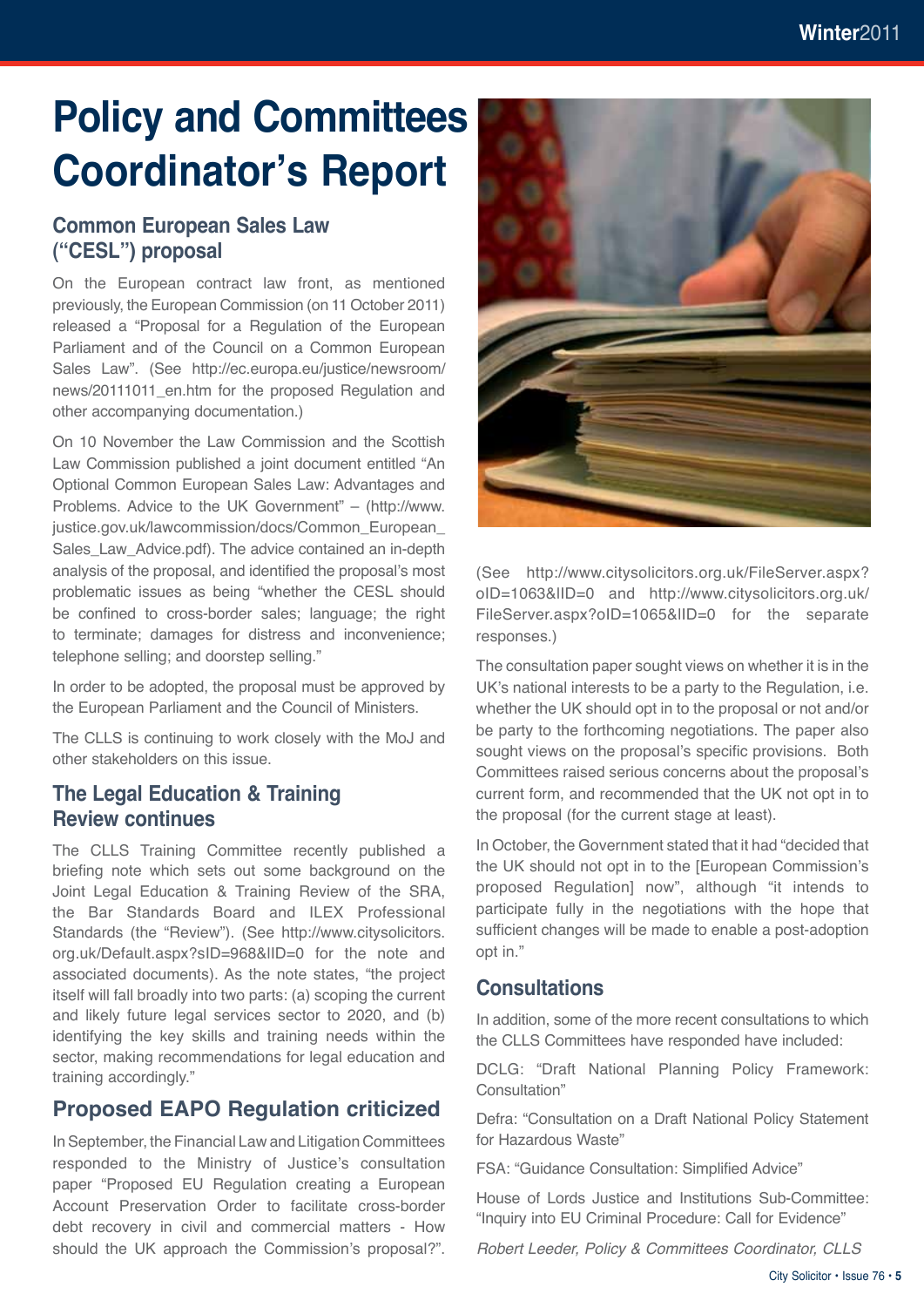# Policy and Committees Coordinator's Report

## Common European Sales Law ("CESL") proposal

On the European contract law front, as mentioned previously, the European Commission (on 11 October 2011) released a "Proposal for a Regulation of the European Parliament and of the Council on a Common European Sales Law". (See http://ec.europa.eu/justice/newsroom/news/20111011_en.htm for the proposed Regulation and other accompanying documentation.)

On 10 November the Law Commission and the Scottish Law Commission published a joint document entitled "An Optional Common European Sales Law: Advantages and Problems. Advice to the UK Government" – (http://www.justice.gov.uk/lawcommission/docs/Common_European_Sales_Law_Advice.pdf). The advice contained an in-depth analysis of the proposal, and identified the proposal's most problematic issues as being "whether the CESL should be confined to cross-border sales; language; the right to terminate; damages for distress and inconvenience; telephone selling; and doorstep selling."

In order to be adopted, the proposal must be approved by the European Parliament and the Council of Ministers.

The CLLS is continuing to work closely with the MoJ and other stakeholders on this issue.

## The Legal Education & Training Review continues

The CLLS Training Committee recently published a briefing note which sets out some background on the Joint Legal Education & Training Review of the SRA, the Bar Standards Board and ILEX Professional Standards (the "Review"). (See http://www.citysolicitors.org.uk/Default.aspx?sID=968&lID=0 for the note and associated documents). As the note states, "the project itself will fall broadly into two parts: (a) scoping the current and likely future legal services sector to 2020, and (b) identifying the key skills and training needs within the sector, making recommendations for legal education and training accordingly."

## Proposed EAPO Regulation criticized

In September, the Financial Law and Litigation Committees responded to the Ministry of Justice's consultation paper "Proposed EU Regulation creating a European Account Preservation Order to facilitate cross-border debt recovery in civil and commercial matters - How should the UK approach the Commission's proposal?". (See http://www.citysolicitors.org.uk/FileServer.aspx?oID=1063&lID=0 and http://www.citysolicitors.org.uk/FileServer.aspx?oID=1065&lID=0 for the separate responses.)

The consultation paper sought views on whether it is in the UK's national interests to be a party to the Regulation, i.e. whether the UK should opt in to the proposal or not and/or be party to the forthcoming negotiations. The paper also sought views on the proposal's specific provisions. Both Committees raised serious concerns about the proposal's current form, and recommended that the UK not opt in to the proposal (for the current stage at least).

In October, the Government stated that it had "decided that the UK should not opt in to the [European Commission's proposed Regulation] now", although "it intends to participate fully in the negotiations with the hope that sufficient changes will be made to enable a post-adoption opt in."

## Consultations

In addition, some of the more recent consultations to which the CLLS Committees have responded have included:

DCLG: "Draft National Planning Policy Framework: Consultation"

Defra: "Consultation on a Draft National Policy Statement for Hazardous Waste"

FSA: "Guidance Consultation: Simplified Advice"

House of Lords Justice and Institutions Sub-Committee: "Inquiry into EU Criminal Procedure: Call for Evidence"

*Robert Leeder, Policy & Committees Coordinator, CLLS*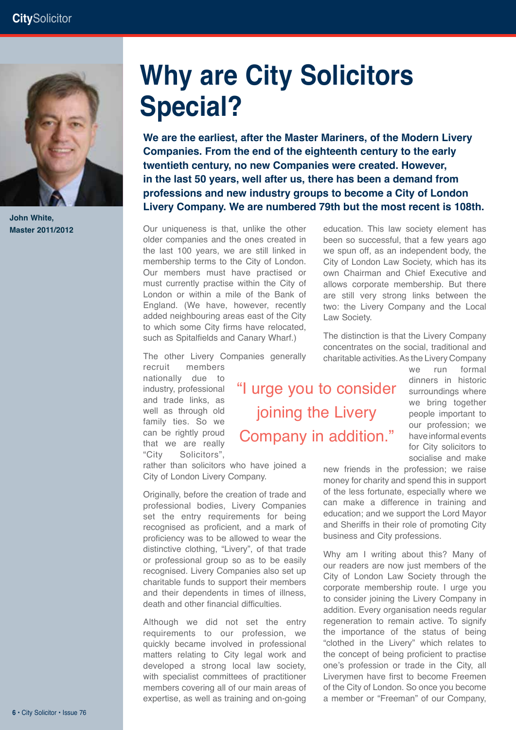John White, Master 2011/2012

# Why are City Solicitors Special?

**We are the earliest, after the Master Mariners, of the Modern Livery Companies. From the end of the eighteenth century to the early twentieth century, no new Companies were created. However, in the last 50 years, well after us, there has been a demand from professions and new industry groups to become a City of London Livery Company. We are numbered 79th but the most recent is 108th.**

Our uniqueness is that, unlike the other older companies and the ones created in the last 100 years, we are still linked in membership terms to the City of London. Our members must have practised or must currently practise within the City of London or within a mile of the Bank of England. (We have, however, recently added neighbouring areas east of the City to which some City firms have relocated, such as Spitalfields and Canary Wharf.)

The other Livery Companies generally recruit members nationally due to industry, professional and trade links, as well as through old family ties. So we can be rightly proud that we are really "City Solicitors", rather than solicitors who have joined a City of London Livery Company.

Originally, before the creation of trade and professional bodies, Livery Companies set the entry requirements for being recognised as proficient, and a mark of proficiency was to be allowed to wear the distinctive clothing, "Livery", of that trade or professional group so as to be easily recognised. Livery Companies also set up charitable funds to support their members and their dependents in times of illness, death and other financial difficulties.

Although we did not set the entry requirements to our profession, we quickly became involved in professional matters relating to City legal work and developed a strong local law society, with specialist committees of practitioner members covering all of our main areas of expertise, as well as training and on-going education. This law society element has been so successful, that a few years ago we spun off, as an independent body, the City of London Law Society, which has its own Chairman and Chief Executive and allows corporate membership. But there are still very strong links between the two: the Livery Company and the Local Law Society.

The distinction is that the Livery Company concentrates on the social, traditional and charitable activities. As the Livery Company we run formal dinners in historic surroundings where we bring together people important to our profession; we have informal events for City solicitors to socialise and make new friends in the profession; we raise money for charity and spend this in support of the less fortunate, especially where we can make a difference in training and education; and we support the Lord Mayor and Sheriffs in their role of promoting City business and City professions.

> "I urge you to consider joining the Livery Company in addition."

Why am I writing about this? Many of our readers are now just members of the City of London Law Society through the corporate membership route. I urge you to consider joining the Livery Company in addition. Every organisation needs regular regeneration to remain active. To signify the importance of the status of being "clothed in the Livery" which relates to the concept of being proficient to practise one's profession or trade in the City, all Liverymen have first to become Freemen of the City of London. So once you become a member or "Freeman" of our Company,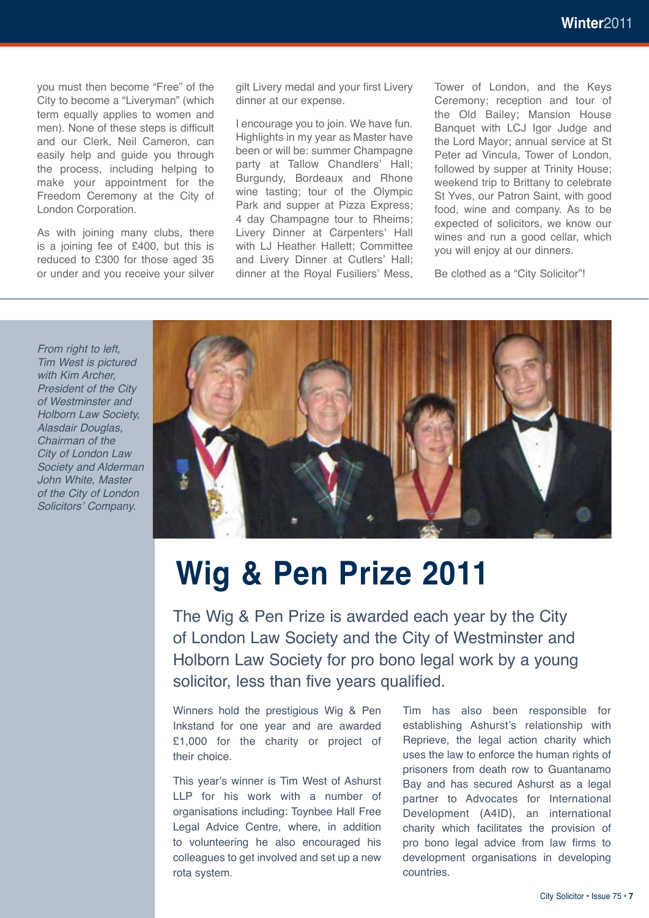you must then become "Free" of the City to become a "Liveryman" (which term equally applies to women and men). None of these steps is difficult and our Clerk, Neil Cameron, can easily help and guide you through the process, including helping to make your appointment for the Freedom Ceremony at the City of London Corporation.

As with joining many clubs, there is a joining fee of £400, but this is reduced to £300 for those aged 35 or under and you receive your silver gilt Livery medal and your first Livery dinner at our expense.

I encourage you to join. We have fun. Highlights in my year as Master have been or will be: summer Champagne party at Tallow Chandlers' Hall; Burgundy, Bordeaux and Rhone wine tasting; tour of the Olympic Park and supper at Pizza Express; 4 day Champagne tour to Rheims; Livery Dinner at Carpenters' Hall with LJ Heather Hallett; Committee and Livery Dinner at Cutlers' Hall; dinner at the Royal Fusiliers' Mess, Tower of London, and the Keys Ceremony; reception and tour of the Old Bailey; Mansion House Banquet with LCJ Igor Judge and the Lord Mayor; annual service at St Peter ad Vincula, Tower of London, followed by supper at Trinity House; weekend trip to Brittany to celebrate St Yves, our Patron Saint, with good food, wine and company. As to be expected of solicitors, we know our wines and run a good cellar, which you will enjoy at our dinners.

Be clothed as a "City Solicitor"!

*From right to left, Tim West is pictured with Kim Archer, President of the City of Westminster and Holborn Law Society, Alasdair Douglas, Chairman of the City of London Law Society and Alderman John White, Master of the City of London Solicitors' Company.*

# Wig & Pen Prize 2011

The Wig & Pen Prize is awarded each year by the City of London Law Society and the City of Westminster and Holborn Law Society for pro bono legal work by a young solicitor, less than five years qualified.

Winners hold the prestigious Wig & Pen Inkstand for one year and are awarded £1,000 for the charity or project of their choice.

This year's winner is Tim West of Ashurst LLP for his work with a number of organisations including: Toynbee Hall Free Legal Advice Centre, where, in addition to volunteering he also encouraged his colleagues to get involved and set up a new rota system.

Tim has also been responsible for establishing Ashurst's relationship with Reprieve, the legal action charity which uses the law to enforce the human rights of prisoners from death row to Guantanamo Bay and has secured Ashurst as a legal partner to Advocates for International Development (A4ID), an international charity which facilitates the provision of pro bono legal advice from law firms to development organisations in developing countries.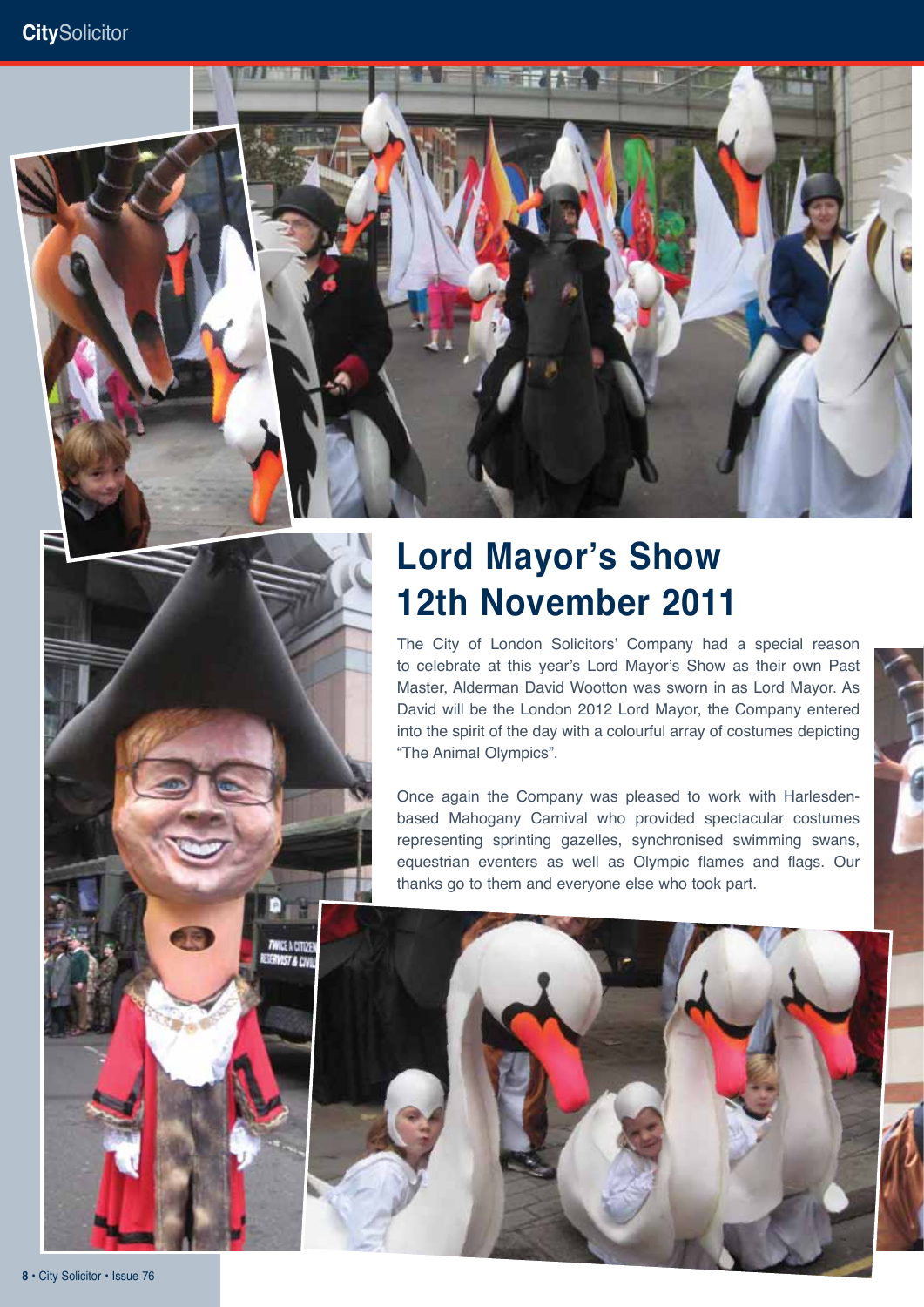# Lord Mayor's Show 12th November 2011

The City of London Solicitors' Company had a special reason to celebrate at this year's Lord Mayor's Show as their own Past Master, Alderman David Wootton was sworn in as Lord Mayor. As David will be the London 2012 Lord Mayor, the Company entered into the spirit of the day with a colourful array of costumes depicting "The Animal Olympics".

Once again the Company was pleased to work with Harlesden-based Mahogany Carnival who provided spectacular costumes representing sprinting gazelles, synchronised swimming swans, equestrian eventers as well as Olympic flames and flags. Our thanks go to them and everyone else who took part.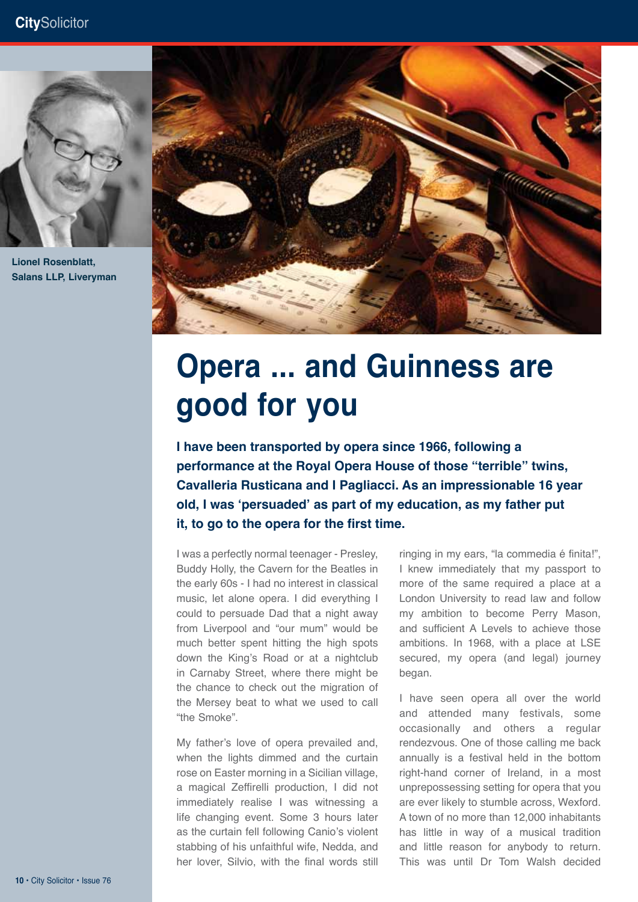Lionel Rosenblatt, Salans LLP, Liveryman

# Opera ... and Guinness are good for you

**I have been transported by opera since 1966, following a performance at the Royal Opera House of those "terrible" twins, Cavalleria Rusticana and I Pagliacci. As an impressionable 16 year old, I was 'persuaded' as part of my education, as my father put it, to go to the opera for the first time.**

I was a perfectly normal teenager - Presley, Buddy Holly, the Cavern for the Beatles in the early 60s - I had no interest in classical music, let alone opera. I did everything I could to persuade Dad that a night away from Liverpool and "our mum" would be much better spent hitting the high spots down the King's Road or at a nightclub in Carnaby Street, where there might be the chance to check out the migration of the Mersey beat to what we used to call "the Smoke".

My father's love of opera prevailed and, when the lights dimmed and the curtain rose on Easter morning in a Sicilian village, a magical Zeffirelli production, I did not immediately realise I was witnessing a life changing event. Some 3 hours later as the curtain fell following Canio's violent stabbing of his unfaithful wife, Nedda, and her lover, Silvio, with the final words still ringing in my ears, "la commedia é finita!", I knew immediately that my passport to more of the same required a place at a London University to read law and follow my ambition to become Perry Mason, and sufficient A Levels to achieve those ambitions. In 1968, with a place at LSE secured, my opera (and legal) journey began.

I have seen opera all over the world and attended many festivals, some occasionally and others a regular rendezvous. One of those calling me back annually is a festival held in the bottom right-hand corner of Ireland, in a most unprepossessing setting for opera that you are ever likely to stumble across, Wexford. A town of no more than 12,000 inhabitants has little in way of a musical tradition and little reason for anybody to return. This was until Dr Tom Walsh decided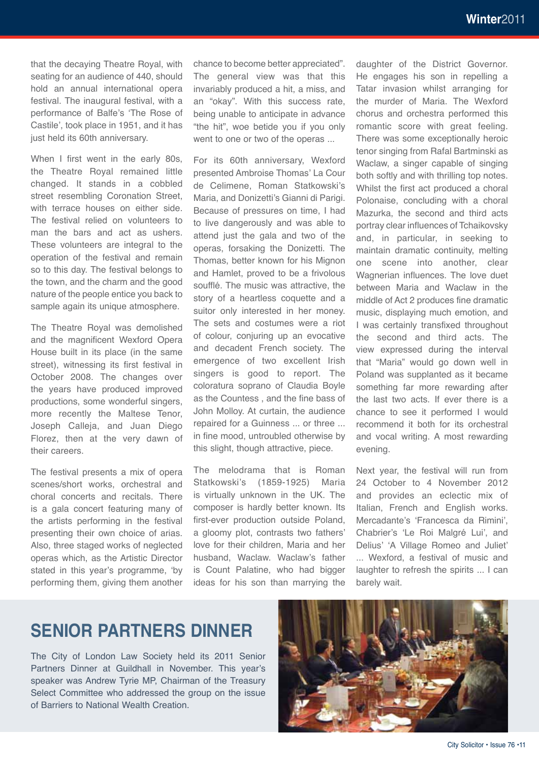that the decaying Theatre Royal, with seating for an audience of 440, should hold an annual international opera festival. The inaugural festival, with a performance of Balfe's 'The Rose of Castile', took place in 1951, and it has just held its 60th anniversary.

When I first went in the early 80s, the Theatre Royal remained little changed. It stands in a cobbled street resembling Coronation Street, with terrace houses on either side. The festival relied on volunteers to man the bars and act as ushers. These volunteers are integral to the operation of the festival and remain so to this day. The festival belongs to the town, and the charm and the good nature of the people entice you back to sample again its unique atmosphere.

The Theatre Royal was demolished and the magnificent Wexford Opera House built in its place (in the same street), witnessing its first festival in October 2008. The changes over the years have produced improved productions, some wonderful singers, more recently the Maltese Tenor, Joseph Calleja, and Juan Diego Florez, then at the very dawn of their careers.

The festival presents a mix of opera scenes/short works, orchestral and choral concerts and recitals. There is a gala concert featuring many of the artists performing in the festival presenting their own choice of arias. Also, three staged works of neglected operas which, as the Artistic Director stated in this year's programme, 'by performing them, giving them another chance to become better appreciated". The general view was that this invariably produced a hit, a miss, and an "okay". With this success rate, being unable to anticipate in advance "the hit", woe betide you if you only went to one or two of the operas ...

For its 60th anniversary, Wexford presented Ambroise Thomas' La Cour de Celimene, Roman Statkowski's Maria, and Donizetti's Gianni di Parigi. Because of pressures on time, I had to live dangerously and was able to attend just the gala and two of the operas, forsaking the Donizetti. The Thomas, better known for his Mignon and Hamlet, proved to be a frivolous soufflé. The music was attractive, the story of a heartless coquette and a suitor only interested in her money. The sets and costumes were a riot of colour, conjuring up an evocative and decadent French society. The emergence of two excellent Irish singers is good to report. The coloratura soprano of Claudia Boyle as the Countess , and the fine bass of John Molloy. At curtain, the audience repaired for a Guinness ... or three ... in fine mood, untroubled otherwise by this slight, though attractive, piece.

The melodrama that is Roman Statkowski's (1859-1925) Maria is virtually unknown in the UK. The composer is hardly better known. Its first-ever production outside Poland, a gloomy plot, contrasts two fathers' love for their children, Maria and her husband, Waclaw. Waclaw's father is Count Palatine, who had bigger ideas for his son than marrying the daughter of the District Governor. He engages his son in repelling a Tatar invasion whilst arranging for the murder of Maria. The Wexford chorus and orchestra performed this romantic score with great feeling. There was some exceptionally heroic tenor singing from Rafal Bartminski as Waclaw, a singer capable of singing both softly and with thrilling top notes. Whilst the first act produced a choral Polonaise, concluding with a choral Mazurka, the second and third acts portray clear influences of Tchaikovsky and, in particular, in seeking to maintain dramatic continuity, melting one scene into another, clear Wagnerian influences. The love duet between Maria and Waclaw in the middle of Act 2 produces fine dramatic music, displaying much emotion, and I was certainly transfixed throughout the second and third acts. The view expressed during the interval that "Maria" would go down well in Poland was supplanted as it became something far more rewarding after the last two acts. If ever there is a chance to see it performed I would recommend it both for its orchestral and vocal writing. A most rewarding evening.

Next year, the festival will run from 24 October to 4 November 2012 and provides an eclectic mix of Italian, French and English works. Mercadante's 'Francesca da Rimini', Chabrier's 'Le Roi Malgré Lui', and Delius' 'A Village Romeo and Juliet' ... Wexford, a festival of music and laughter to refresh the spirits ... I can barely wait.

## SENIOR PARTNERS DINNER

The City of London Law Society held its 2011 Senior Partners Dinner at Guildhall in November. This year's speaker was Andrew Tyrie MP, Chairman of the Treasury Select Committee who addressed the group on the issue of Barriers to National Wealth Creation.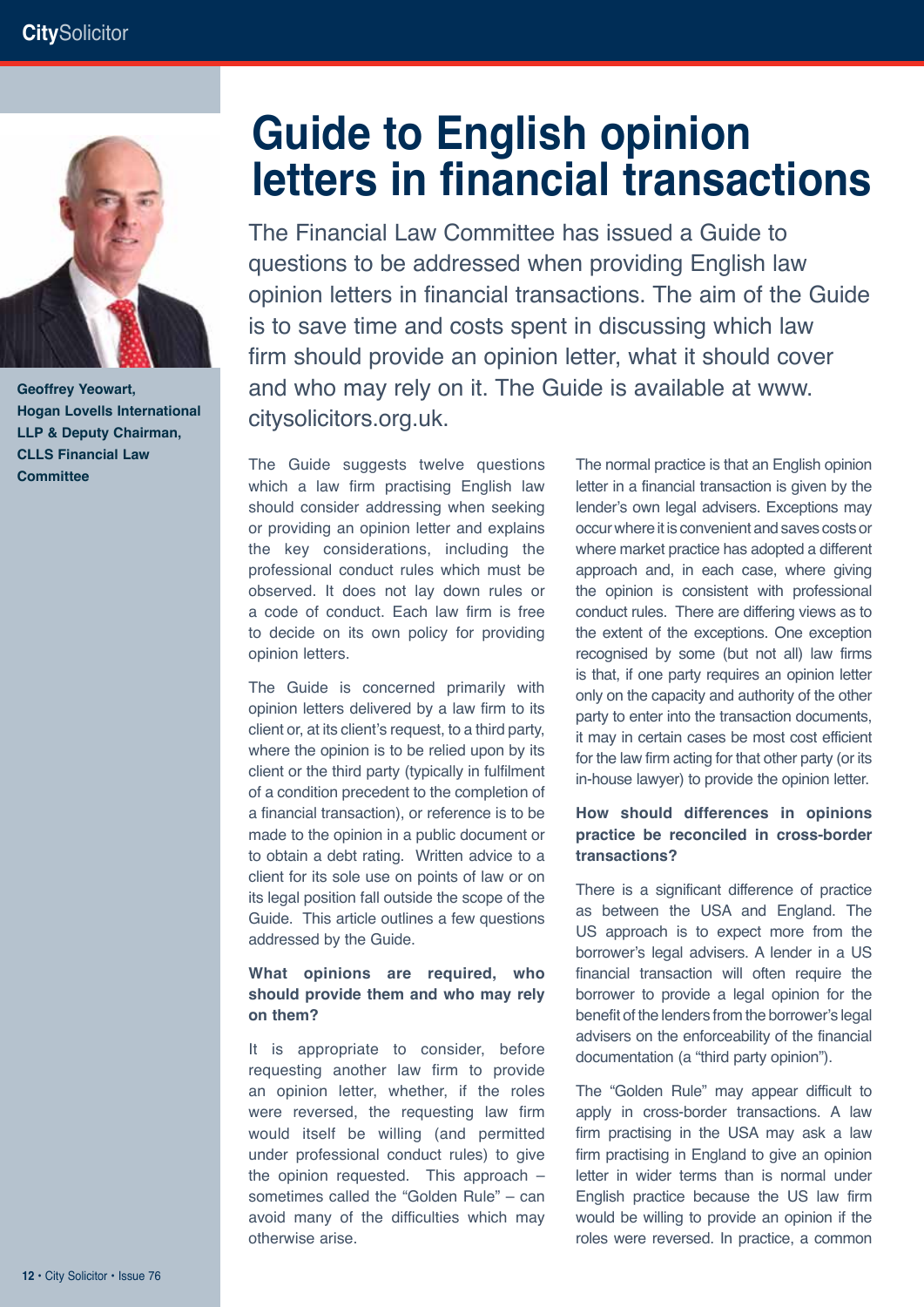# Guide to English opinion letters in financial transactions

Geoffrey Yeowart, Hogan Lovells International LLP & Deputy Chairman, CLLS Financial Law Committee

The Financial Law Committee has issued a Guide to questions to be addressed when providing English law opinion letters in financial transactions. The aim of the Guide is to save time and costs spent in discussing which law firm should provide an opinion letter, what it should cover and who may rely on it. The Guide is available at www.citysolicitors.org.uk.

The Guide suggests twelve questions which a law firm practising English law should consider addressing when seeking or providing an opinion letter and explains the key considerations, including the professional conduct rules which must be observed. It does not lay down rules or a code of conduct. Each law firm is free to decide on its own policy for providing opinion letters.

The Guide is concerned primarily with opinion letters delivered by a law firm to its client or, at its client's request, to a third party, where the opinion is to be relied upon by its client or the third party (typically in fulfilment of a condition precedent to the completion of a financial transaction), or reference is to be made to the opinion in a public document or to obtain a debt rating. Written advice to a client for its sole use on points of law or on its legal position fall outside the scope of the Guide. This article outlines a few questions addressed by the Guide.

### What opinions are required, who should provide them and who may rely on them?

It is appropriate to consider, before requesting another law firm to provide an opinion letter, whether, if the roles were reversed, the requesting law firm would itself be willing (and permitted under professional conduct rules) to give the opinion requested. This approach – sometimes called the "Golden Rule" – can avoid many of the difficulties which may otherwise arise.

The normal practice is that an English opinion letter in a financial transaction is given by the lender's own legal advisers. Exceptions may occur where it is convenient and saves costs or where market practice has adopted a different approach and, in each case, where giving the opinion is consistent with professional conduct rules. There are differing views as to the extent of the exceptions. One exception recognised by some (but not all) law firms is that, if one party requires an opinion letter only on the capacity and authority of the other party to enter into the transaction documents, it may in certain cases be most cost efficient for the law firm acting for that other party (or its in-house lawyer) to provide the opinion letter.

### How should differences in opinions practice be reconciled in cross-border transactions?

There is a significant difference of practice as between the USA and England. The US approach is to expect more from the borrower's legal advisers. A lender in a US financial transaction will often require the borrower to provide a legal opinion for the benefit of the lenders from the borrower's legal advisers on the enforceability of the financial documentation (a "third party opinion").

The "Golden Rule" may appear difficult to apply in cross-border transactions. A law firm practising in the USA may ask a law firm practising in England to give an opinion letter in wider terms than is normal under English practice because the US law firm would be willing to provide an opinion if the roles were reversed. In practice, a common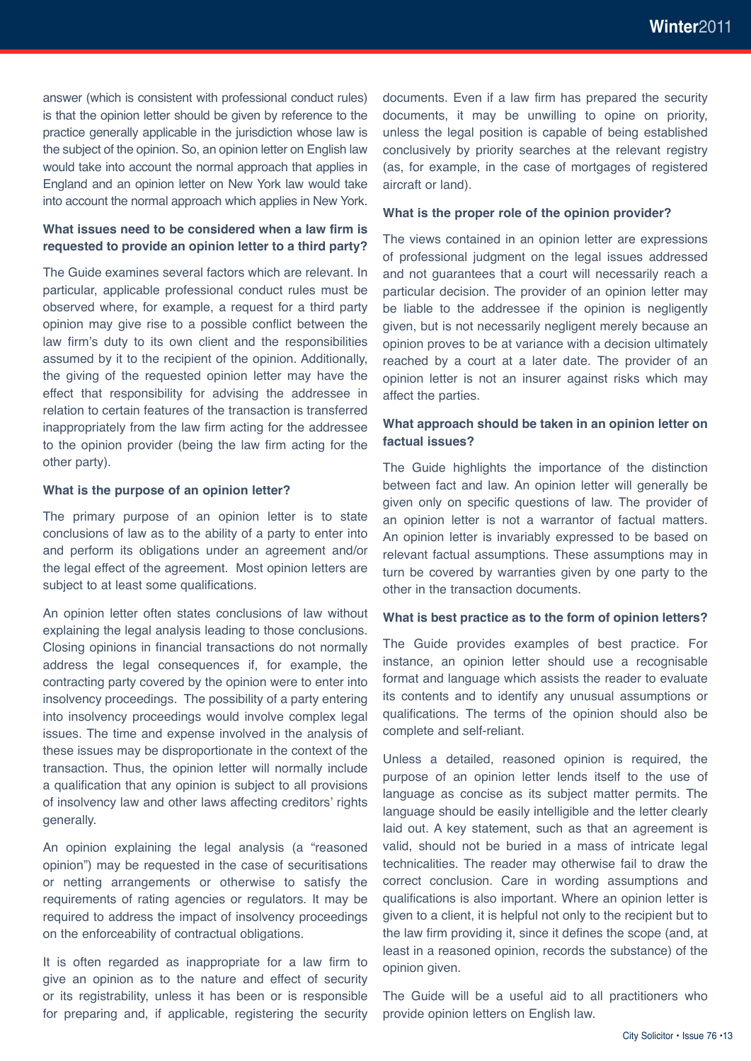answer (which is consistent with professional conduct rules) is that the opinion letter should be given by reference to the practice generally applicable in the jurisdiction whose law is the subject of the opinion. So, an opinion letter on English law would take into account the normal approach that applies in England and an opinion letter on New York law would take into account the normal approach which applies in New York.

### What issues need to be considered when a law firm is requested to provide an opinion letter to a third party?

The Guide examines several factors which are relevant. In particular, applicable professional conduct rules must be observed where, for example, a request for a third party opinion may give rise to a possible conflict between the law firm's duty to its own client and the responsibilities assumed by it to the recipient of the opinion. Additionally, the giving of the requested opinion letter may have the effect that responsibility for advising the addressee in relation to certain features of the transaction is transferred inappropriately from the law firm acting for the addressee to the opinion provider (being the law firm acting for the other party).

### What is the purpose of an opinion letter?

The primary purpose of an opinion letter is to state conclusions of law as to the ability of a party to enter into and perform its obligations under an agreement and/or the legal effect of the agreement. Most opinion letters are subject to at least some qualifications.

An opinion letter often states conclusions of law without explaining the legal analysis leading to those conclusions. Closing opinions in financial transactions do not normally address the legal consequences if, for example, the contracting party covered by the opinion were to enter into insolvency proceedings. The possibility of a party entering into insolvency proceedings would involve complex legal issues. The time and expense involved in the analysis of these issues may be disproportionate in the context of the transaction. Thus, the opinion letter will normally include a qualification that any opinion is subject to all provisions of insolvency law and other laws affecting creditors' rights generally.

An opinion explaining the legal analysis (a "reasoned opinion") may be requested in the case of securitisations or netting arrangements or otherwise to satisfy the requirements of rating agencies or regulators. It may be required to address the impact of insolvency proceedings on the enforceability of contractual obligations.

It is often regarded as inappropriate for a law firm to give an opinion as to the nature and effect of security or its registrability, unless it has been or is responsible for preparing and, if applicable, registering the security documents. Even if a law firm has prepared the security documents, it may be unwilling to opine on priority, unless the legal position is capable of being established conclusively by priority searches at the relevant registry (as, for example, in the case of mortgages of registered aircraft or land).

### What is the proper role of the opinion provider?

The views contained in an opinion letter are expressions of professional judgment on the legal issues addressed and not guarantees that a court will necessarily reach a particular decision. The provider of an opinion letter may be liable to the addressee if the opinion is negligently given, but is not necessarily negligent merely because an opinion proves to be at variance with a decision ultimately reached by a court at a later date. The provider of an opinion letter is not an insurer against risks which may affect the parties.

### What approach should be taken in an opinion letter on factual issues?

The Guide highlights the importance of the distinction between fact and law. An opinion letter will generally be given only on specific questions of law. The provider of an opinion letter is not a warrantor of factual matters. An opinion letter is invariably expressed to be based on relevant factual assumptions. These assumptions may in turn be covered by warranties given by one party to the other in the transaction documents.

### What is best practice as to the form of opinion letters?

The Guide provides examples of best practice. For instance, an opinion letter should use a recognisable format and language which assists the reader to evaluate its contents and to identify any unusual assumptions or qualifications. The terms of the opinion should also be complete and self-reliant.

Unless a detailed, reasoned opinion is required, the purpose of an opinion letter lends itself to the use of language as concise as its subject matter permits. The language should be easily intelligible and the letter clearly laid out. A key statement, such as that an agreement is valid, should not be buried in a mass of intricate legal technicalities. The reader may otherwise fail to draw the correct conclusion. Care in wording assumptions and qualifications is also important. Where an opinion letter is given to a client, it is helpful not only to the recipient but to the law firm providing it, since it defines the scope (and, at least in a reasoned opinion, records the substance) of the opinion given.

The Guide will be a useful aid to all practitioners who provide opinion letters on English law.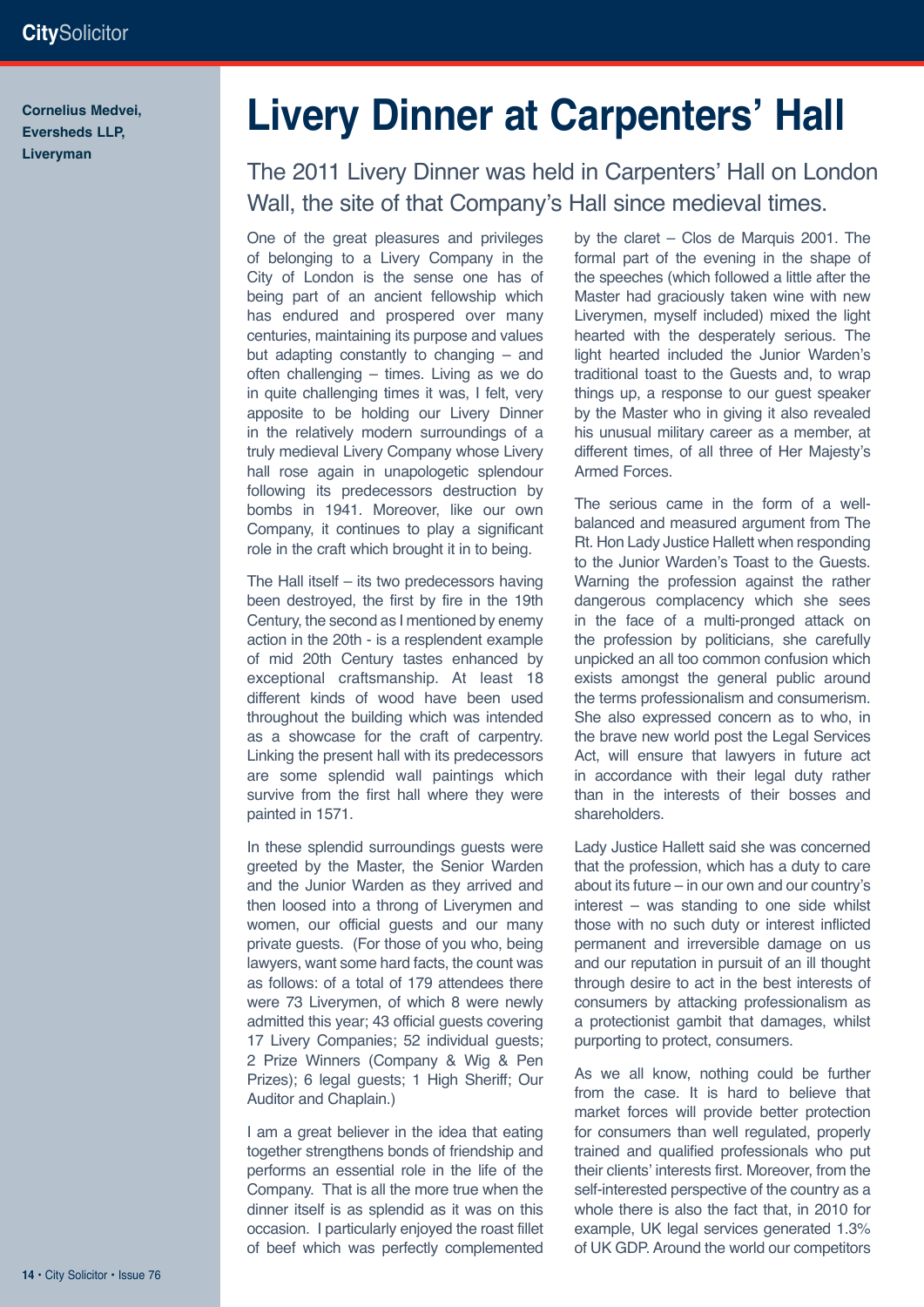**Cornelius Medvei, Eversheds LLP, Liveryman**

# Livery Dinner at Carpenters' Hall

## The 2011 Livery Dinner was held in Carpenters' Hall on London Wall, the site of that Company's Hall since medieval times.

One of the great pleasures and privileges of belonging to a Livery Company in the City of London is the sense one has of being part of an ancient fellowship which has endured and prospered over many centuries, maintaining its purpose and values but adapting constantly to changing – and often challenging – times. Living as we do in quite challenging times it was, I felt, very apposite to be holding our Livery Dinner in the relatively modern surroundings of a truly medieval Livery Company whose Livery hall rose again in unapologetic splendour following its predecessors destruction by bombs in 1941. Moreover, like our own Company, it continues to play a significant role in the craft which brought it in to being.

The Hall itself – its two predecessors having been destroyed, the first by fire in the 19th Century, the second as I mentioned by enemy action in the 20th - is a resplendent example of mid 20th Century tastes enhanced by exceptional craftsmanship. At least 18 different kinds of wood have been used throughout the building which was intended as a showcase for the craft of carpentry. Linking the present hall with its predecessors are some splendid wall paintings which survive from the first hall where they were painted in 1571.

In these splendid surroundings guests were greeted by the Master, the Senior Warden and the Junior Warden as they arrived and then loosed into a throng of Liverymen and women, our official guests and our many private guests. (For those of you who, being lawyers, want some hard facts, the count was as follows: of a total of 179 attendees there were 73 Liverymen, of which 8 were newly admitted this year; 43 official guests covering 17 Livery Companies; 52 individual guests; 2 Prize Winners (Company & Wig & Pen Prizes); 6 legal guests; 1 High Sheriff; Our Auditor and Chaplain.)

I am a great believer in the idea that eating together strengthens bonds of friendship and performs an essential role in the life of the Company. That is all the more true when the dinner itself is as splendid as it was on this occasion. I particularly enjoyed the roast fillet of beef which was perfectly complemented by the claret – Clos de Marquis 2001. The formal part of the evening in the shape of the speeches (which followed a little after the Master had graciously taken wine with new Liverymen, myself included) mixed the light hearted with the desperately serious. The light hearted included the Junior Warden's traditional toast to the Guests and, to wrap things up, a response to our guest speaker by the Master who in giving it also revealed his unusual military career as a member, at different times, of all three of Her Majesty's Armed Forces.

The serious came in the form of a well-balanced and measured argument from The Rt. Hon Lady Justice Hallett when responding to the Junior Warden's Toast to the Guests. Warning the profession against the rather dangerous complacency which she sees in the face of a multi-pronged attack on the profession by politicians, she carefully unpicked an all too common confusion which exists amongst the general public around the terms professionalism and consumerism. She also expressed concern as to who, in the brave new world post the Legal Services Act, will ensure that lawyers in future act in accordance with their legal duty rather than in the interests of their bosses and shareholders.

Lady Justice Hallett said she was concerned that the profession, which has a duty to care about its future – in our own and our country's interest – was standing to one side whilst those with no such duty or interest inflicted permanent and irreversible damage on us and our reputation in pursuit of an ill thought through desire to act in the best interests of consumers by attacking professionalism as a protectionist gambit that damages, whilst purporting to protect, consumers.

As we all know, nothing could be further from the case. It is hard to believe that market forces will provide better protection for consumers than well regulated, properly trained and qualified professionals who put their clients' interests first. Moreover, from the self-interested perspective of the country as a whole there is also the fact that, in 2010 for example, UK legal services generated 1.3% of UK GDP. Around the world our competitors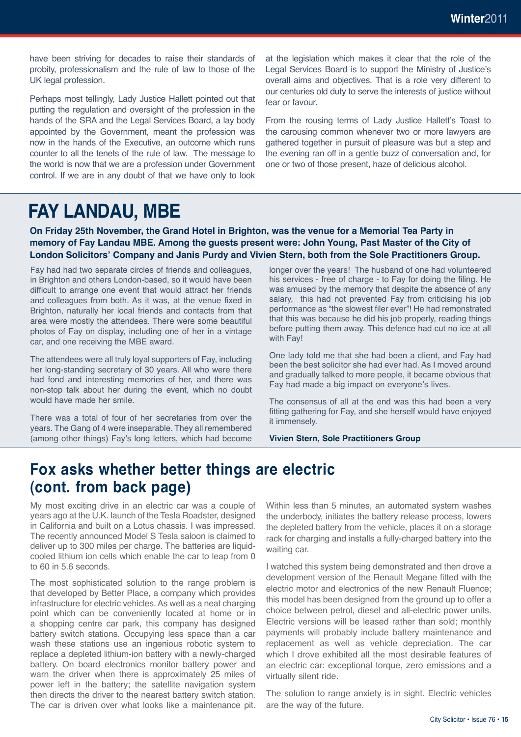have been striving for decades to raise their standards of probity, professionalism and the rule of law to those of the UK legal profession.

Perhaps most tellingly, Lady Justice Hallett pointed out that putting the regulation and oversight of the profession in the hands of the SRA and the Legal Services Board, a lay body appointed by the Government, meant the profession was now in the hands of the Executive, an outcome which runs counter to all the tenets of the rule of law. The message to the world is now that we are a profession under Government control. If we are in any doubt of that we have only to look at the legislation which makes it clear that the role of the Legal Services Board is to support the Ministry of Justice's overall aims and objectives. That is a role very different to our centuries old duty to serve the interests of justice without fear or favour.

From the rousing terms of Lady Justice Hallett's Toast to the carousing common whenever two or more lawyers are gathered together in pursuit of pleasure was but a step and the evening ran off in a gentle buzz of conversation and, for one or two of those present, haze of delicious alcohol.

# FAY LANDAU, MBE

**On Friday 25th November, the Grand Hotel in Brighton, was the venue for a Memorial Tea Party in memory of Fay Landau MBE. Among the guests present were: John Young, Past Master of the City of London Solicitors' Company and Janis Purdy and Vivien Stern, both from the Sole Practitioners Group.**

Fay had had two separate circles of friends and colleagues, in Brighton and others London-based, so it would have been difficult to arrange one event that would attract her friends and colleagues from both. As it was, at the venue fixed in Brighton, naturally her local friends and contacts from that area were mostly the attendees. There were some beautiful photos of Fay on display, including one of her in a vintage car, and one receiving the MBE award.

The attendees were all truly loyal supporters of Fay, including her long-standing secretary of 30 years. All who were there had fond and interesting memories of her, and there was non-stop talk about her during the event, which no doubt would have made her smile.

There was a total of four of her secretaries from over the years. The Gang of 4 were inseparable. They all remembered (among other things) Fay's long letters, which had become longer over the years! The husband of one had volunteered his services - free of charge - to Fay for doing the filing. He was amused by the memory that despite the absence of any salary, this had not prevented Fay from criticising his job performance as "the slowest filer ever"! He had remonstrated that this was because he did his job properly, reading things before putting them away. This defence had cut no ice at all with Fay!

One lady told me that she had been a client, and Fay had been the best solicitor she had ever had. As I moved around and gradually talked to more people, it became obvious that Fay had made a big impact on everyone's lives.

The consensus of all at the end was this had been a very fitting gathering for Fay, and she herself would have enjoyed it immensely.

**Vivien Stern, Sole Practitioners Group**

# Fox asks whether better things are electric (cont. from back page)

My most exciting drive in an electric car was a couple of years ago at the U.K. launch of the Tesla Roadster, designed in California and built on a Lotus chassis. I was impressed. The recently announced Model S Tesla saloon is claimed to deliver up to 300 miles per charge. The batteries are liquid-cooled lithium ion cells which enable the car to leap from 0 to 60 in 5.6 seconds.

The most sophisticated solution to the range problem is that developed by Better Place, a company which provides infrastructure for electric vehicles. As well as a neat charging point which can be conveniently located at home or in a shopping centre car park, this company has designed battery switch stations. Occupying less space than a car wash these stations use an ingenious robotic system to replace a depleted lithium-ion battery with a newly-charged battery. On board electronics monitor battery power and warn the driver when there is approximately 25 miles of power left in the battery; the satellite navigation system then directs the driver to the nearest battery switch station. The car is driven over what looks like a maintenance pit. Within less than 5 minutes, an automated system washes the underbody, initiates the battery release process, lowers the depleted battery from the vehicle, places it on a storage rack for charging and installs a fully-charged battery into the waiting car.

I watched this system being demonstrated and then drove a development version of the Renault Megane fitted with the electric motor and electronics of the new Renault Fluence; this model has been designed from the ground up to offer a choice between petrol, diesel and all-electric power units. Electric versions will be leased rather than sold; monthly payments will probably include battery maintenance and replacement as well as vehicle depreciation. The car which I drove exhibited all the most desirable features of an electric car: exceptional torque, zero emissions and a virtually silent ride.

The solution to range anxiety is in sight. Electric vehicles are the way of the future.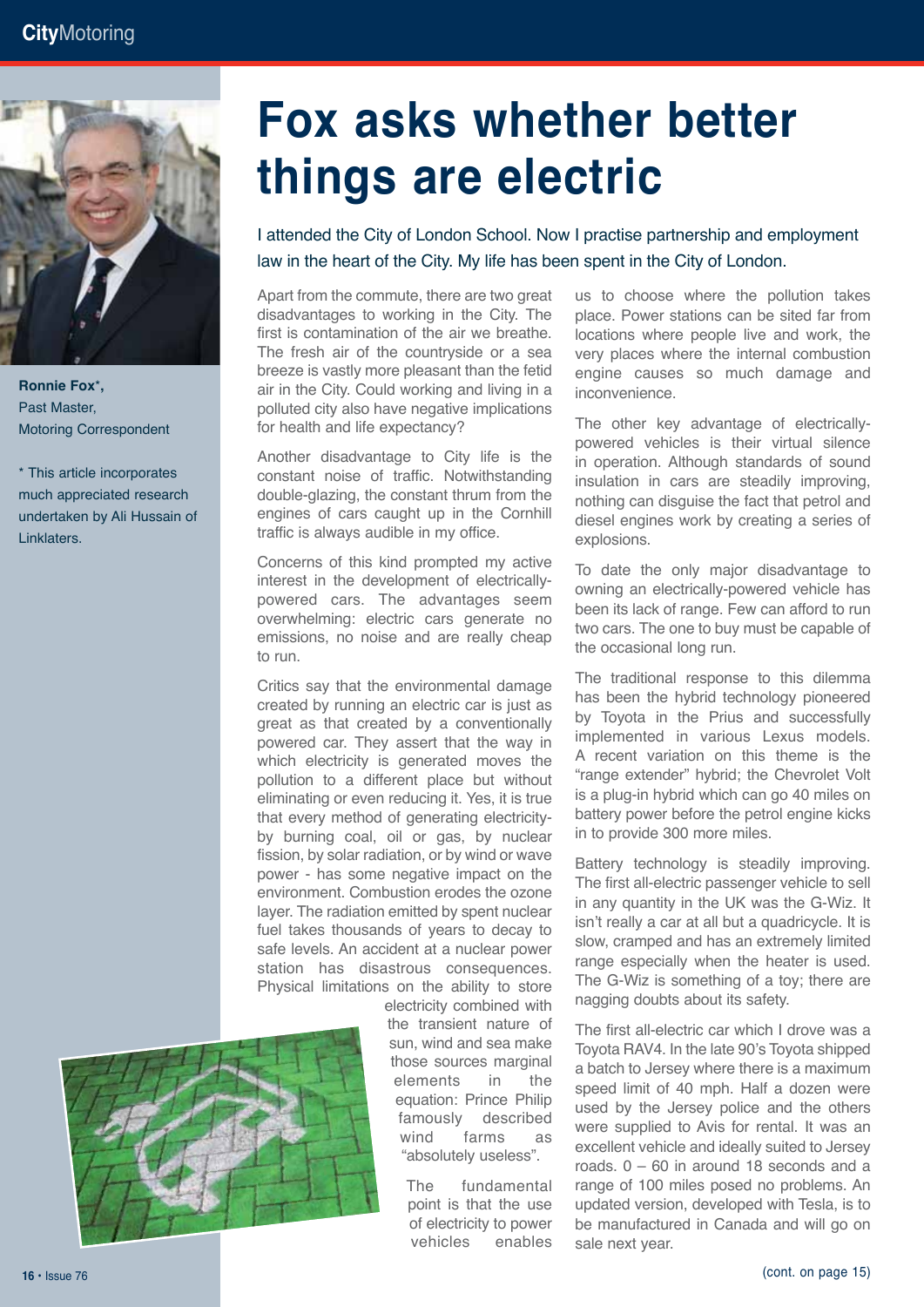# Fox asks whether better things are electric

I attended the City of London School. Now I practise partnership and employment law in the heart of the City. My life has been spent in the City of London.

**Ronnie Fox***,
Past Master,
Motoring Correspondent

* This article incorporates much appreciated research undertaken by Ali Hussain of Linklaters.

Apart from the commute, there are two great disadvantages to working in the City. The first is contamination of the air we breathe. The fresh air of the countryside or a sea breeze is vastly more pleasant than the fetid air in the City. Could working and living in a polluted city also have negative implications for health and life expectancy?

Another disadvantage to City life is the constant noise of traffic. Notwithstanding double-glazing, the constant thrum from the engines of cars caught up in the Cornhill traffic is always audible in my office.

Concerns of this kind prompted my active interest in the development of electrically-powered cars. The advantages seem overwhelming: electric cars generate no emissions, no noise and are really cheap to run.

Critics say that the environmental damage created by running an electric car is just as great as that created by a conventionally powered car. They assert that the way in which electricity is generated moves the pollution to a different place but without eliminating or even reducing it. Yes, it is true that every method of generating electricity- by burning coal, oil or gas, by nuclear fission, by solar radiation, or by wind or wave power - has some negative impact on the environment. Combustion erodes the ozone layer. The radiation emitted by spent nuclear fuel takes thousands of years to decay to safe levels. An accident at a nuclear power station has disastrous consequences. Physical limitations on the ability to store electricity combined with the transient nature of sun, wind and sea make those sources marginal elements in the equation: Prince Philip famously described wind farms as "absolutely useless".

The fundamental point is that the use of electricity to power vehicles enables us to choose where the pollution takes place. Power stations can be sited far from locations where people live and work, the very places where the internal combustion engine causes so much damage and inconvenience.

The other key advantage of electrically-powered vehicles is their virtual silence in operation. Although standards of sound insulation in cars are steadily improving, nothing can disguise the fact that petrol and diesel engines work by creating a series of explosions.

To date the only major disadvantage to owning an electrically-powered vehicle has been its lack of range. Few can afford to run two cars. The one to buy must be capable of the occasional long run.

The traditional response to this dilemma has been the hybrid technology pioneered by Toyota in the Prius and successfully implemented in various Lexus models. A recent variation on this theme is the "range extender" hybrid; the Chevrolet Volt is a plug-in hybrid which can go 40 miles on battery power before the petrol engine kicks in to provide 300 more miles.

Battery technology is steadily improving. The first all-electric passenger vehicle to sell in any quantity in the UK was the G-Wiz. It isn't really a car at all but a quadricycle. It is slow, cramped and has an extremely limited range especially when the heater is used. The G-Wiz is something of a toy; there are nagging doubts about its safety.

The first all-electric car which I drove was a Toyota RAV4. In the late 90's Toyota shipped a batch to Jersey where there is a maximum speed limit of 40 mph. Half a dozen were used by the Jersey police and the others were supplied to Avis for rental. It was an excellent vehicle and ideally suited to Jersey roads. 0 – 60 in around 18 seconds and a range of 100 miles posed no problems. An updated version, developed with Tesla, is to be manufactured in Canada and will go on sale next year.

(cont. on page 15)